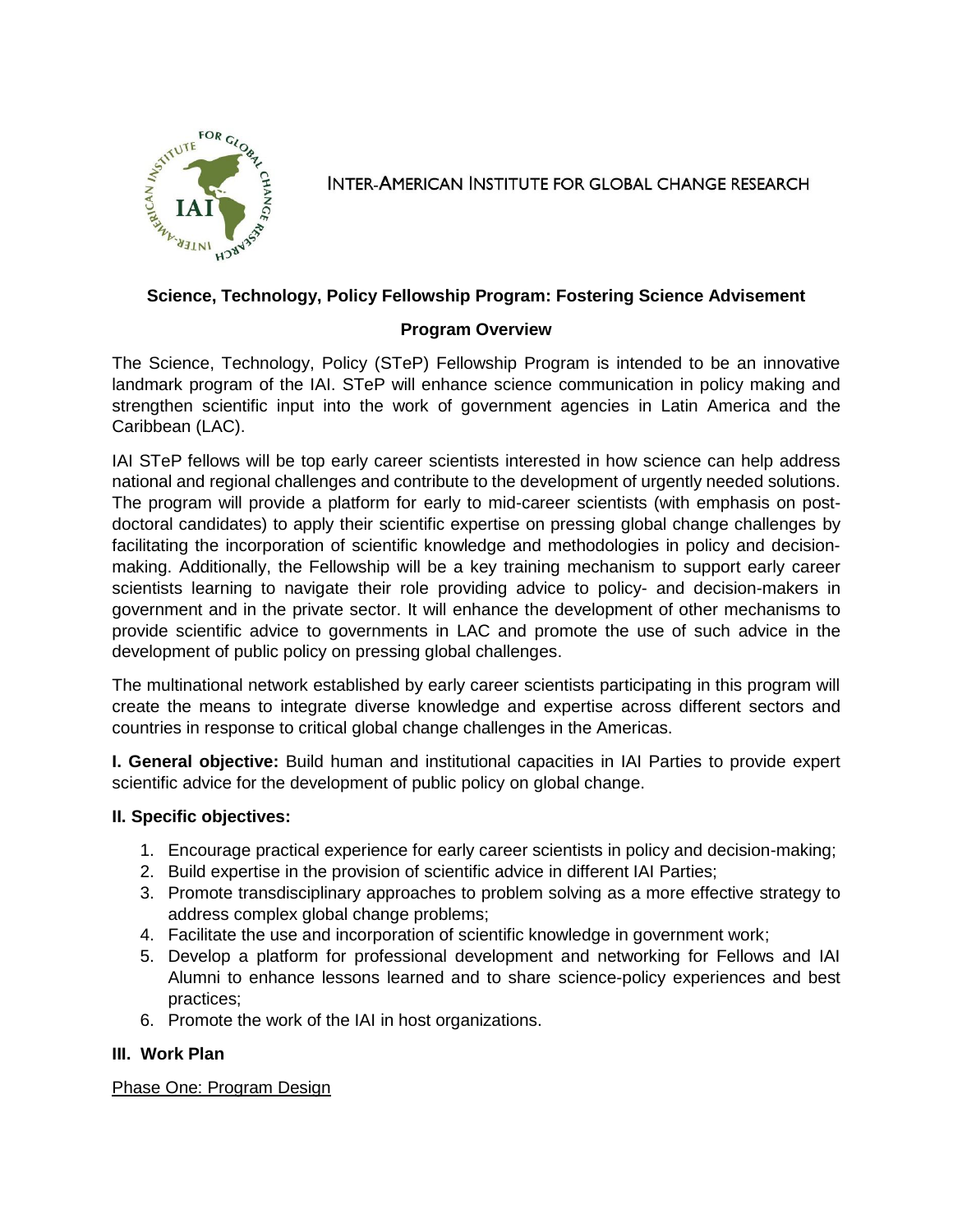INTER-AMERICAN INSTITUTE FOR GLOBAL CHANGE RESEARCH

## Science, Technology, Policy Fellowship Program: Fostering Science Advisement

### Program Overview

The Science, Technology, Policy (STeP) Fellowship Program is intended to be an innovative landmark program of the IAI. STeP will enhance science communication in policy making and strengthen scientific input into the work of government agencies in Latin America and the Caribbean (LAC).

IAI STeP fellows will be top early career scientists interested in how science can help address national and regional challenges and contribute to the development of urgently needed solutions. The program will provide a platform for early to mid-career scientists (with emphasis on post-doctoral candidates) to apply their scientific expertise on pressing global change challenges by facilitating the incorporation of scientific knowledge and methodologies in policy and decision-making. Additionally, the Fellowship will be a key training mechanism to support early career scientists learning to navigate their role providing advice to policy- and decision-makers in government and in the private sector. It will enhance the development of other mechanisms to provide scientific advice to governments in LAC and promote the use of such advice in the development of public policy on pressing global challenges.

The multinational network established by early career scientists participating in this program will create the means to integrate diverse knowledge and expertise across different sectors and countries in response to critical global change challenges in the Americas.

**I. General objective:** Build human and institutional capacities in IAI Parties to provide expert scientific advice for the development of public policy on global change.

**II. Specific objectives:**

1. Encourage practical experience for early career scientists in policy and decision-making;
2. Build expertise in the provision of scientific advice in different IAI Parties;
3. Promote transdisciplinary approaches to problem solving as a more effective strategy to address complex global change problems;
4. Facilitate the use and incorporation of scientific knowledge in government work;
5. Develop a platform for professional development and networking for Fellows and IAI Alumni to enhance lessons learned and to share science-policy experiences and best practices;
6. Promote the work of the IAI in host organizations.

**III. Work Plan**

Phase One: Program Design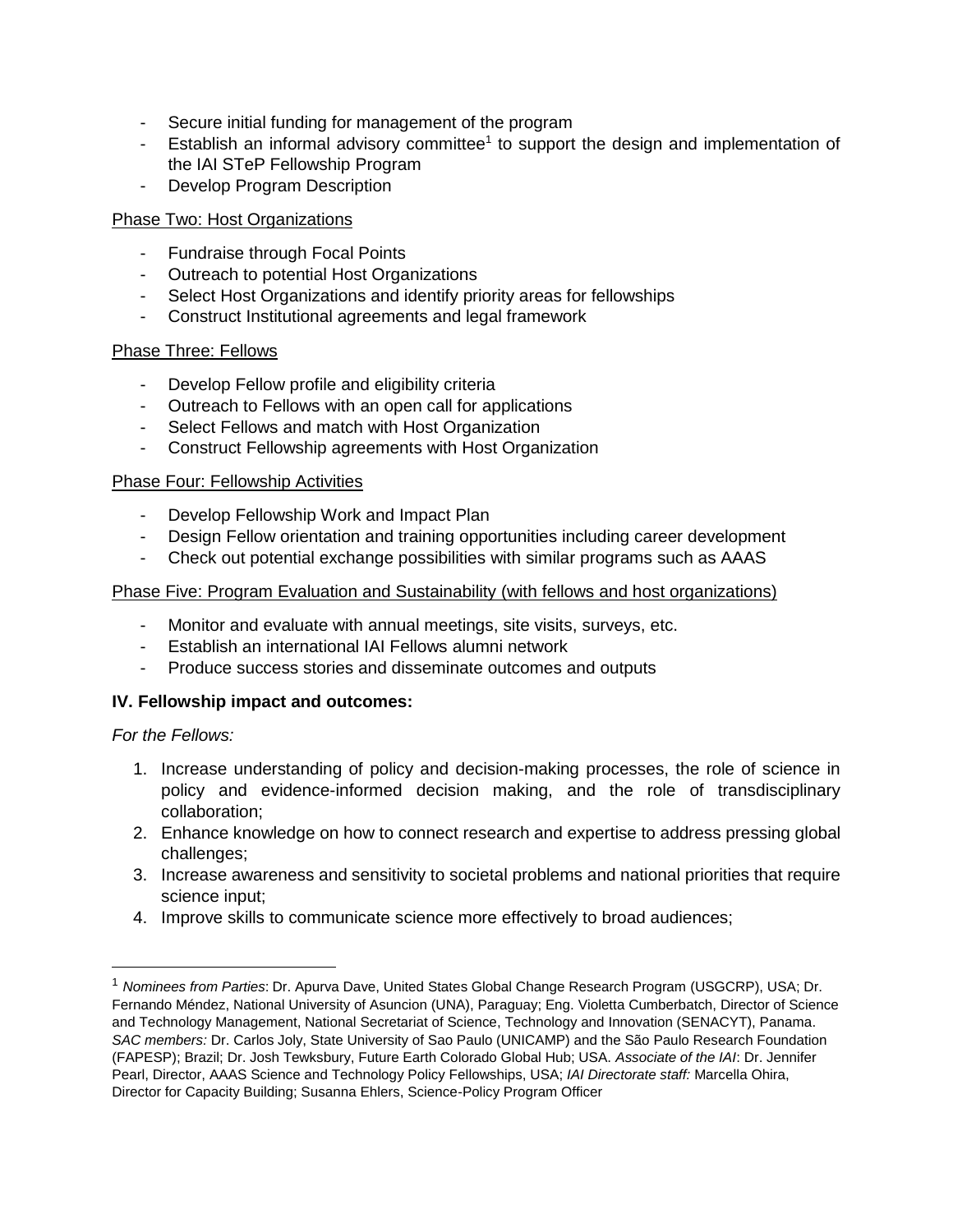- Secure initial funding for management of the program
- Establish an informal advisory committee[1] to support the design and implementation of the IAI STeP Fellowship Program
- Develop Program Description

<u>Phase Two: Host Organizations</u>

- Fundraise through Focal Points
- Outreach to potential Host Organizations
- Select Host Organizations and identify priority areas for fellowships
- Construct Institutional agreements and legal framework

<u>Phase Three: Fellows</u>

- Develop Fellow profile and eligibility criteria
- Outreach to Fellows with an open call for applications
- Select Fellows and match with Host Organization
- Construct Fellowship agreements with Host Organization

<u>Phase Four: Fellowship Activities</u>

- Develop Fellowship Work and Impact Plan
- Design Fellow orientation and training opportunities including career development
- Check out potential exchange possibilities with similar programs such as AAAS

<u>Phase Five: Program Evaluation and Sustainability (with fellows and host organizations)</u>

- Monitor and evaluate with annual meetings, site visits, surveys, etc.
- Establish an international IAI Fellows alumni network
- Produce success stories and disseminate outcomes and outputs

**IV. Fellowship impact and outcomes:**

*For the Fellows:*

1. Increase understanding of policy and decision-making processes, the role of science in policy and evidence-informed decision making, and the role of transdisciplinary collaboration;
2. Enhance knowledge on how to connect research and expertise to address pressing global challenges;
3. Increase awareness and sensitivity to societal problems and national priorities that require science input;
4. Improve skills to communicate science more effectively to broad audiences;

---

[1] *Nominees from Parties*: Dr. Apurva Dave, United States Global Change Research Program (USGCRP), USA; Dr. Fernando Méndez, National University of Asuncion (UNA), Paraguay; Eng. Violetta Cumberbatch, Director of Science and Technology Management, National Secretariat of Science, Technology and Innovation (SENACYT), Panama. *SAC members:* Dr. Carlos Joly, State University of Sao Paulo (UNICAMP) and the São Paulo Research Foundation (FAPESP); Brazil; Dr. Josh Tewksbury, Future Earth Colorado Global Hub; USA. *Associate of the IAI*: Dr. Jennifer Pearl, Director, AAAS Science and Technology Policy Fellowships, USA; *IAI Directorate staff:* Marcella Ohira, Director for Capacity Building; Susanna Ehlers, Science-Policy Program Officer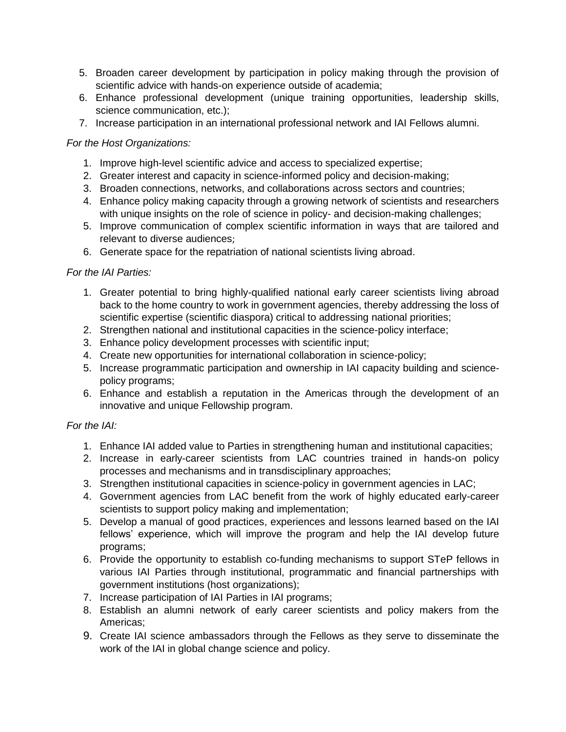5. Broaden career development by participation in policy making through the provision of scientific advice with hands-on experience outside of academia;
6. Enhance professional development (unique training opportunities, leadership skills, science communication, etc.);
7. Increase participation in an international professional network and IAI Fellows alumni.

*For the Host Organizations:*

1. Improve high-level scientific advice and access to specialized expertise;
2. Greater interest and capacity in science-informed policy and decision-making;
3. Broaden connections, networks, and collaborations across sectors and countries;
4. Enhance policy making capacity through a growing network of scientists and researchers with unique insights on the role of science in policy- and decision-making challenges;
5. Improve communication of complex scientific information in ways that are tailored and relevant to diverse audiences;
6. Generate space for the repatriation of national scientists living abroad.

*For the IAI Parties:*

1. Greater potential to bring highly-qualified national early career scientists living abroad back to the home country to work in government agencies, thereby addressing the loss of scientific expertise (scientific diaspora) critical to addressing national priorities;
2. Strengthen national and institutional capacities in the science-policy interface;
3. Enhance policy development processes with scientific input;
4. Create new opportunities for international collaboration in science-policy;
5. Increase programmatic participation and ownership in IAI capacity building and science-policy programs;
6. Enhance and establish a reputation in the Americas through the development of an innovative and unique Fellowship program.

*For the IAI:*

1. Enhance IAI added value to Parties in strengthening human and institutional capacities;
2. Increase in early-career scientists from LAC countries trained in hands-on policy processes and mechanisms and in transdisciplinary approaches;
3. Strengthen institutional capacities in science-policy in government agencies in LAC;
4. Government agencies from LAC benefit from the work of highly educated early-career scientists to support policy making and implementation;
5. Develop a manual of good practices, experiences and lessons learned based on the IAI fellows' experience, which will improve the program and help the IAI develop future programs;
6. Provide the opportunity to establish co-funding mechanisms to support STeP fellows in various IAI Parties through institutional, programmatic and financial partnerships with government institutions (host organizations);
7. Increase participation of IAI Parties in IAI programs;
8. Establish an alumni network of early career scientists and policy makers from the Americas;
9. Create IAI science ambassadors through the Fellows as they serve to disseminate the work of the IAI in global change science and policy.